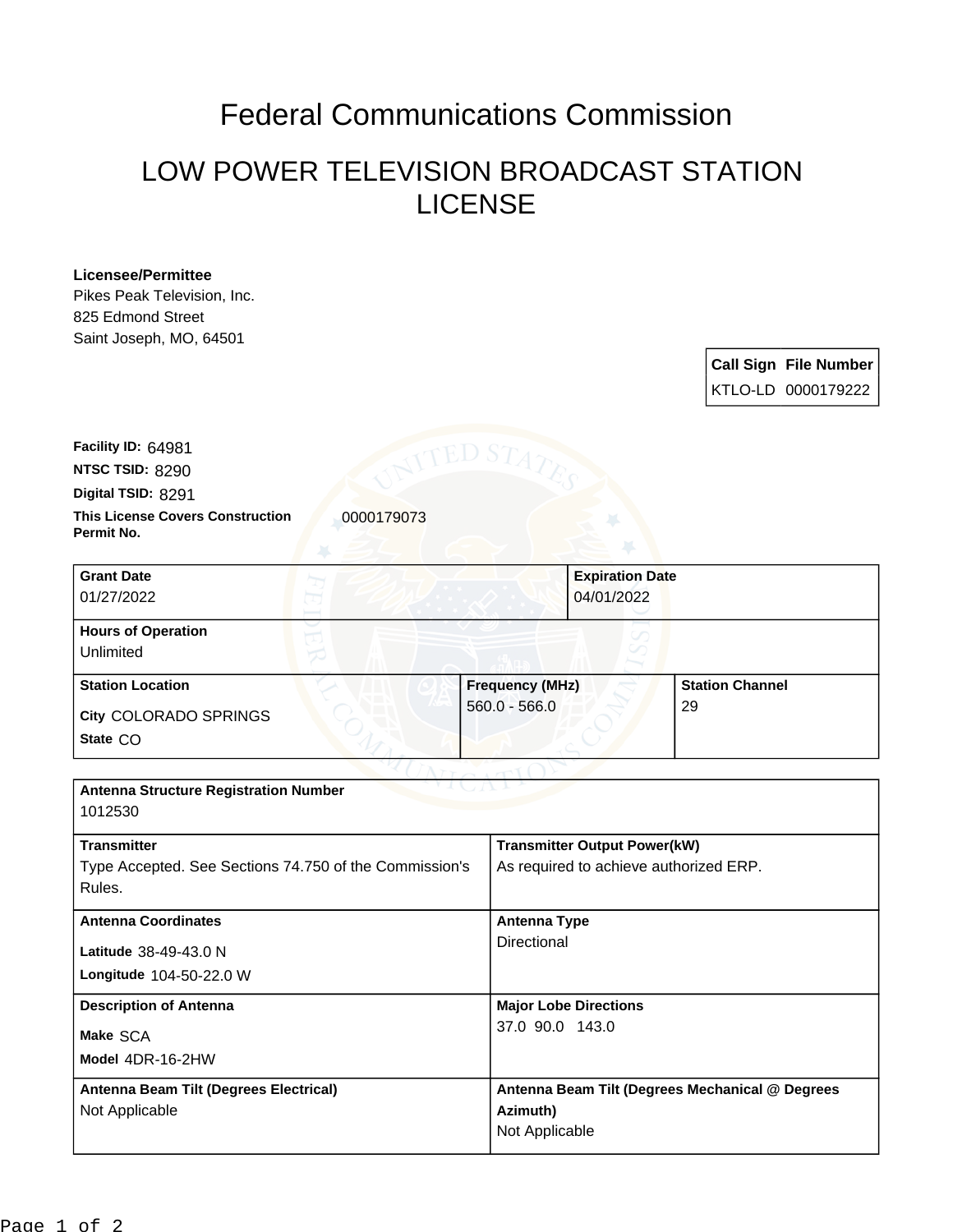# Federal Communications Commission

## LOW POWER TELEVISION BROADCAST STATION LICENSE

**Licensee/Permittee**
Pikes Peak Television, Inc.
825 Edmond Street
Saint Joseph, MO, 64501

| Call Sign | File Number |
| --- | --- |
| KTLO-LD | 0000179222 |

**Facility ID:** 64981
**NTSC TSID:** 8290
**Digital TSID:** 8291
**This License Covers Construction Permit No.** 0000179073

| Grant Date | Expiration Date |
| --- | --- |
| 01/27/2022 | 04/01/2022 |

**Hours of Operation**
Unlimited

| Station Location | Frequency (MHz) | Station Channel |
| --- | --- | --- |
| City COLORADO SPRINGS<br>State CO | 560.0 - 566.0 | 29 |

**Antenna Structure Registration Number**
1012530

| Transmitter | Transmitter Output Power(kW) |
| --- | --- |
| Type Accepted. See Sections 74.750 of the Commission's Rules. | As required to achieve authorized ERP. |

| Antenna Coordinates | Antenna Type |
| --- | --- |
| Latitude 38-49-43.0 N<br>Longitude 104-50-22.0 W | Directional |

| Description of Antenna | Major Lobe Directions |
| --- | --- |
| Make SCA<br>Model 4DR-16-2HW | 37.0 90.0 143.0 |

| Antenna Beam Tilt (Degrees Electrical) | Antenna Beam Tilt (Degrees Mechanical @ Degrees Azimuth) |
| --- | --- |
| Not Applicable | Not Applicable |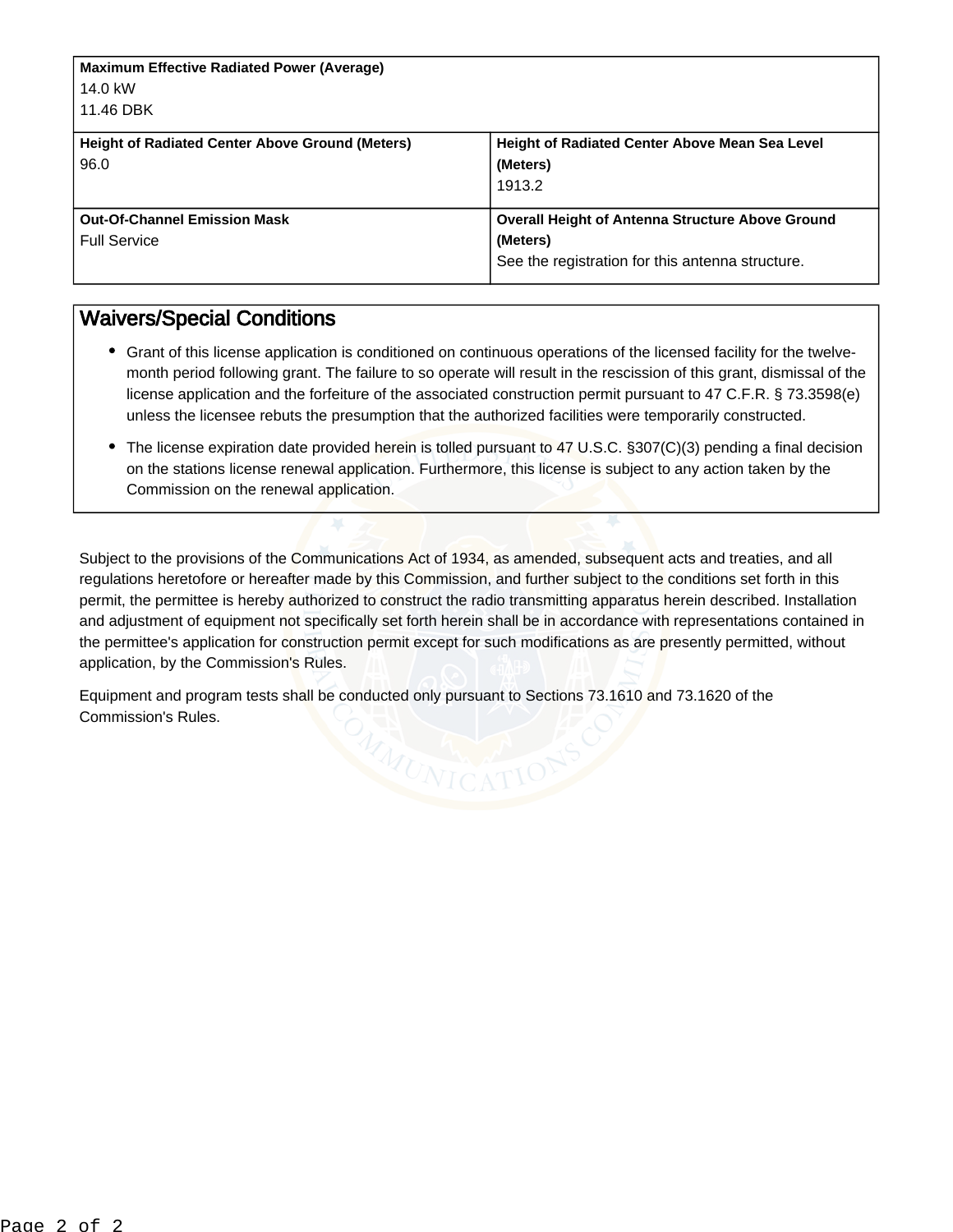| | |
|---|---|
| **Maximum Effective Radiated Power (Average)**<br>14.0 kW<br>11.46 DBK | |
| **Height of Radiated Center Above Ground (Meters)**<br>96.0 | **Height of Radiated Center Above Mean Sea Level (Meters)**<br>1913.2 |
| **Out-Of-Channel Emission Mask**<br>Full Service | **Overall Height of Antenna Structure Above Ground (Meters)**<br>See the registration for this antenna structure. |

## Waivers/Special Conditions

- Grant of this license application is conditioned on continuous operations of the licensed facility for the twelve-month period following grant. The failure to so operate will result in the rescission of this grant, dismissal of the license application and the forfeiture of the associated construction permit pursuant to 47 C.F.R. § 73.3598(e) unless the licensee rebuts the presumption that the authorized facilities were temporarily constructed.
- The license expiration date provided herein is tolled pursuant to 47 U.S.C. §307(C)(3) pending a final decision on the stations license renewal application. Furthermore, this license is subject to any action taken by the Commission on the renewal application.

Subject to the provisions of the Communications Act of 1934, as amended, subsequent acts and treaties, and all regulations heretofore or hereafter made by this Commission, and further subject to the conditions set forth in this permit, the permittee is hereby authorized to construct the radio transmitting apparatus herein described. Installation and adjustment of equipment not specifically set forth herein shall be in accordance with representations contained in the permittee's application for construction permit except for such modifications as are presently permitted, without application, by the Commission's Rules.

Equipment and program tests shall be conducted only pursuant to Sections 73.1610 and 73.1620 of the Commission's Rules.